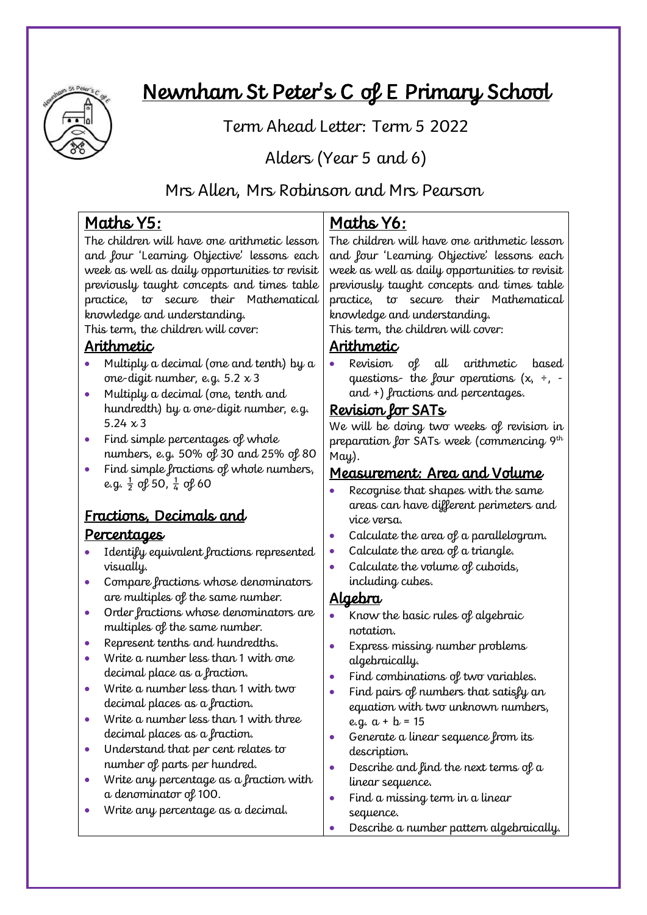# Newnham St Peter's C of E Primary School

Term Ahead Letter: Term 5 2022

Alders (Year 5 and 6)

Mrs Allen, Mrs Robinson and Mrs Pearson

## Maths Y5:

The children will have one arithmetic lesson and four 'Learning Objective' lessons each week as well as daily opportunities to revisit previously taught concepts and times table practice, to secure their Mathematical knowledge and understanding.
This term, the children will cover:

### Arithmetic

- Multiply a decimal (one and tenth) by a one-digit number, e.g. 5.2 x 3
- Multiply a decimal (one, tenth and hundredth) by a one-digit number, e.g. 5.24 x 3
- Find simple percentages of whole numbers, e.g. 50% of 30 and 25% of 80
- Find simple fractions of whole numbers, e.g. $\frac{1}{2}$ of 50, $\frac{1}{4}$ of 60

### Fractions, Decimals and Percentages

- Identify equivalent fractions represented visually.
- Compare fractions whose denominators are multiples of the same number.
- Order fractions whose denominators are multiples of the same number.
- Represent tenths and hundredths.
- Write a number less than 1 with one decimal place as a fraction.
- Write a number less than 1 with two decimal places as a fraction.
- Write a number less than 1 with three decimal places as a fraction.
- Understand that per cent relates to number of parts per hundred.
- Write any percentage as a fraction with a denominator of 100.
- Write any percentage as a decimal.

## Maths Y6:

The children will have one arithmetic lesson and four 'Learning Objective' lessons each week as well as daily opportunities to revisit previously taught concepts and times table practice, to secure their Mathematical knowledge and understanding.
This term, the children will cover:

### Arithmetic

- Revision of all arithmetic based questions- the four operations (x, ÷, - and +) fractions and percentages.

### Revision for SATs

We will be doing two weeks of revision in preparation for SATs week (commencing 9th May).

### Measurement: Area and Volume

- Recognise that shapes with the same areas can have different perimeters and vice versa.
- Calculate the area of a parallelogram.
- Calculate the area of a triangle.
- Calculate the volume of cuboids, including cubes.

### Algebra

- Know the basic rules of algebraic notation.
- Express missing number problems algebraically.
- Find combinations of two variables.
- Find pairs of numbers that satisfy an equation with two unknown numbers, e.g. $a + b = 15$
- Generate a linear sequence from its description.
- Describe and find the next terms of a linear sequence.
- Find a missing term in a linear sequence.
- Describe a number pattern algebraically.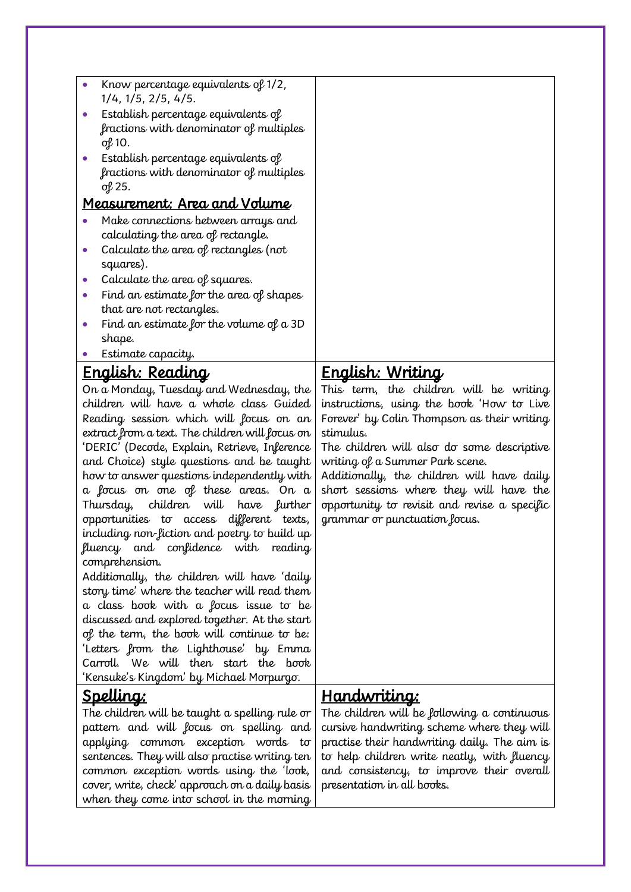- Know percentage equivalents of 1/2, 1/4, 1/5, 2/5, 4/5.
- Establish percentage equivalents of fractions with denominator of multiples of 10.
- Establish percentage equivalents of fractions with denominator of multiples of 25.

### Measurement: Area and Volume

- Make connections between arrays and calculating the area of rectangle.
- Calculate the area of rectangles (not squares).
- Calculate the area of squares.
- Find an estimate for the area of shapes that are not rectangles.
- Find an estimate for the volume of a 3D shape.
- Estimate capacity.

## English: Reading

On a Monday, Tuesday and Wednesday, the children will have a whole class Guided Reading session which will focus on an extract from a text. The children will focus on 'DERIC' (Decode, Explain, Retrieve, Inference and Choice) style questions and be taught how to answer questions independently with a focus on one of these areas. On a Thursday, children will have further opportunities to access different texts, including non-fiction and poetry to build up fluency and confidence with reading comprehension.

Additionally, the children will have 'daily story time' where the teacher will read them a class book with a focus issue to be discussed and explored together. At the start of the term, the book will continue to be: 'Letters from the Lighthouse' by Emma Carroll. We will then start the book 'Kensuke's Kingdom' by Michael Morpurgo.

## English: Writing

This term, the children will be writing instructions, using the book 'How to Live Forever' by Colin Thompson as their writing stimulus.

The children will also do some descriptive writing of a Summer Park scene.

Additionally, the children will have daily short sessions where they will have the opportunity to revisit and revise a specific grammar or punctuation focus.

## Spelling:

The children will be taught a spelling rule or pattern and will focus on spelling and applying common exception words to sentences. They will also practise writing ten common exception words using the 'look, cover, write, check' approach on a daily basis when they come into school in the morning

## Handwriting:

The children will be following a continuous cursive handwriting scheme where they will practise their handwriting daily. The aim is to help children write neatly, with fluency and consistency, to improve their overall presentation in all books.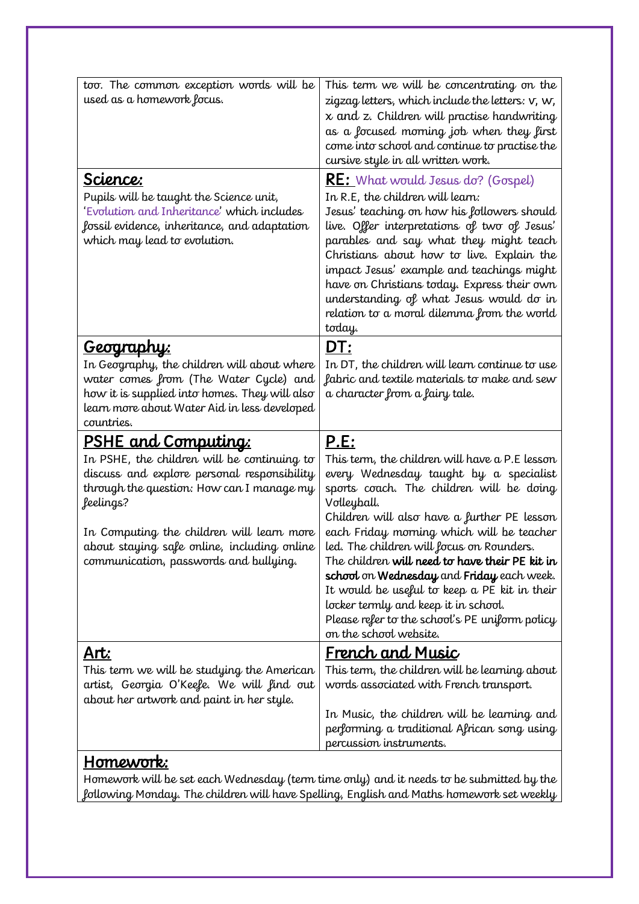| | |
|---|---|
| too. The common exception words will be used as a homework focus. | This term we will be concentrating on the zigzag letters, which include the letters: v, w, x and z. Children will practise handwriting as a focused morning job when they first come into school and continue to practise the cursive style in all written work. |
| **Science:**<br>Pupils will be taught the Science unit, 'Evolution and Inheritance' which includes fossil evidence, inheritance, and adaptation which may lead to evolution. | **RE:** What would Jesus do? (Gospel)<br>In R.E, the children will learn:<br>Jesus' teaching on how his followers should live. Offer interpretations of two of Jesus' parables and say what they might teach Christians about how to live. Explain the impact Jesus' example and teachings might have on Christians today. Express their own understanding of what Jesus would do in relation to a moral dilemma from the world today. |
| **Geography:**<br>In Geography, the children will about where water comes from (The Water Cycle) and how it is supplied into homes. They will also learn more about Water Aid in less developed countries. | **DT:**<br>In DT, the children will learn continue to use fabric and textile materials to make and sew a character from a fairy tale. |
| **PSHE and Computing:**<br>In PSHE, the children will be continuing to discuss and explore personal responsibility through the question: How can I manage my feelings?<br><br>In Computing the children will learn more about staying safe online, including online communication, passwords and bullying. | **P.E:**<br>This term, the children will have a P.E lesson every Wednesday taught by a specialist sports coach. The children will be doing Volleyball.<br>Children will also have a further PE lesson each Friday morning which will be teacher led. The children will focus on Rounders.<br>The children **will need to have their PE kit in school** on **Wednesday** and **Friday** each week. It would be useful to keep a PE kit in their locker termly and keep it in school.<br>Please refer to the school's PE uniform policy on the school website. |
| **Art:**<br>This term we will be studying the American artist, Georgia O'Keefe. We will find out about her artwork and paint in her style. | **French and Music**<br>This term, the children will be learning about words associated with French transport.<br><br>In Music, the children will be learning and performing a traditional African song using percussion instruments. |

**Homework:**

Homework will be set each Wednesday (term time only) and it needs to be submitted by the following Monday. The children will have Spelling, English and Maths homework set weekly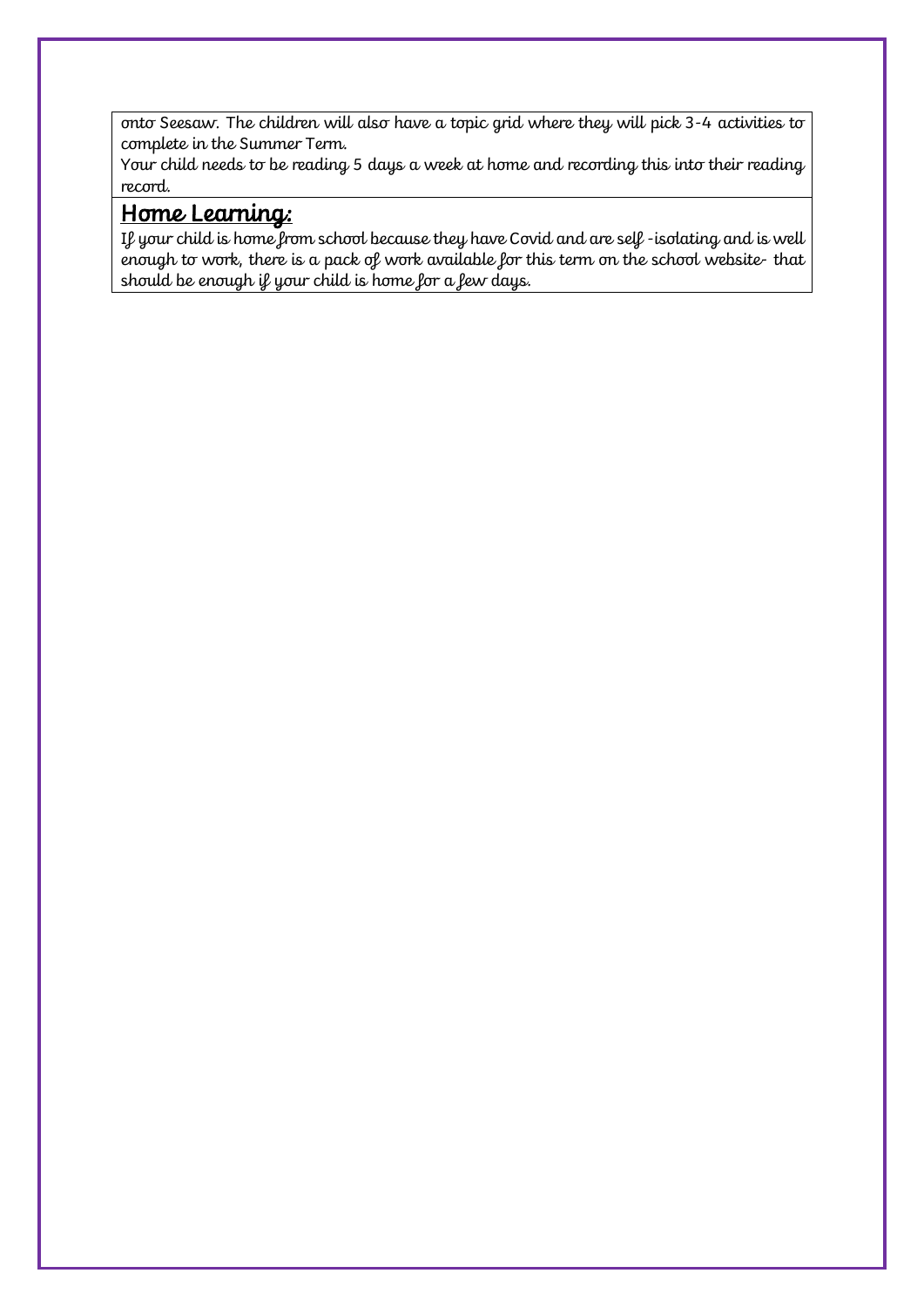onto Seesaw. The children will also have a topic grid where they will pick 3-4 activities to complete in the Summer Term.

Your child needs to be reading 5 days a week at home and recording this into their reading record.

## Home Learning:

If your child is home from school because they have Covid and are self -isolating and is well enough to work, there is a pack of work available for this term on the school website- that should be enough if your child is home for a few days.